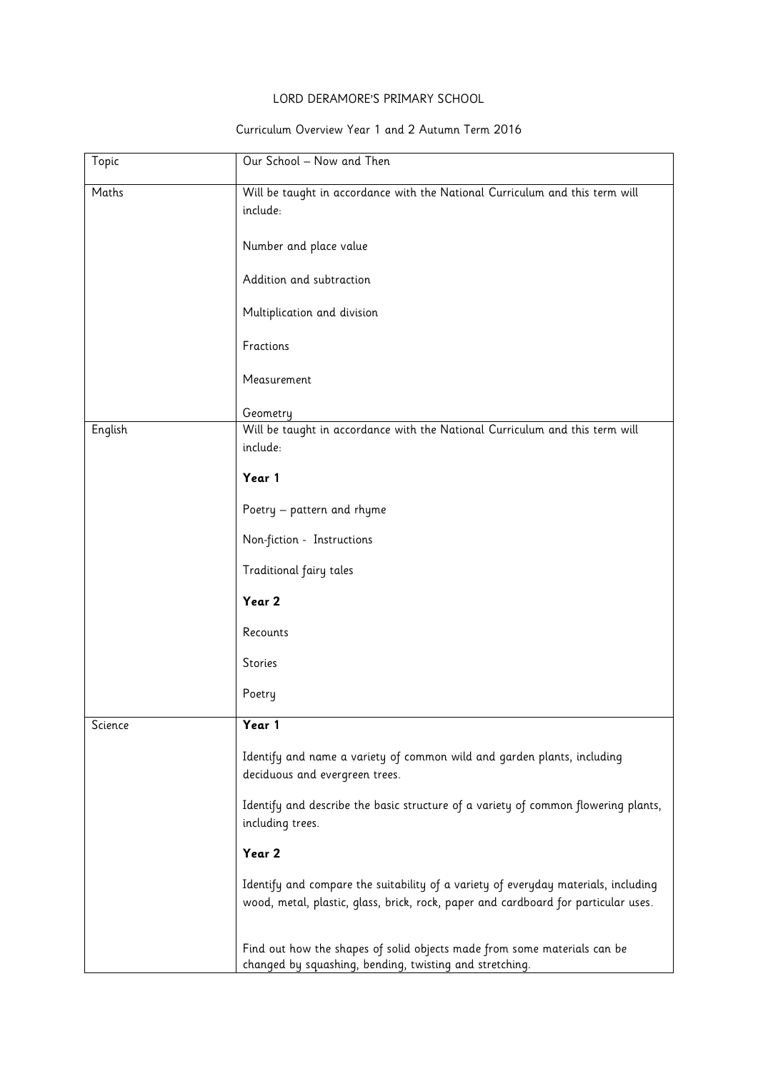LORD DERAMORE'S PRIMARY SCHOOL

Curriculum Overview Year 1 and 2 Autumn Term 2016

| Topic | Our School – Now and Then |
|---|---|
| Maths | Will be taught in accordance with the National Curriculum and this term will include:<br><br>Number and place value<br><br>Addition and subtraction<br><br>Multiplication and division<br><br>Fractions<br><br>Measurement<br><br>Geometry |
| English | Will be taught in accordance with the National Curriculum and this term will include:<br><br>**Year 1**<br><br>Poetry – pattern and rhyme<br><br>Non-fiction - Instructions<br><br>Traditional fairy tales<br><br>**Year 2**<br><br>Recounts<br><br>Stories<br><br>Poetry |
| Science | **Year 1**<br><br>Identify and name a variety of common wild and garden plants, including deciduous and evergreen trees.<br><br>Identify and describe the basic structure of a variety of common flowering plants, including trees.<br><br>**Year 2**<br><br>Identify and compare the suitability of a variety of everyday materials, including wood, metal, plastic, glass, brick, rock, paper and cardboard for particular uses.<br><br>Find out how the shapes of solid objects made from some materials can be changed by squashing, bending, twisting and stretching. |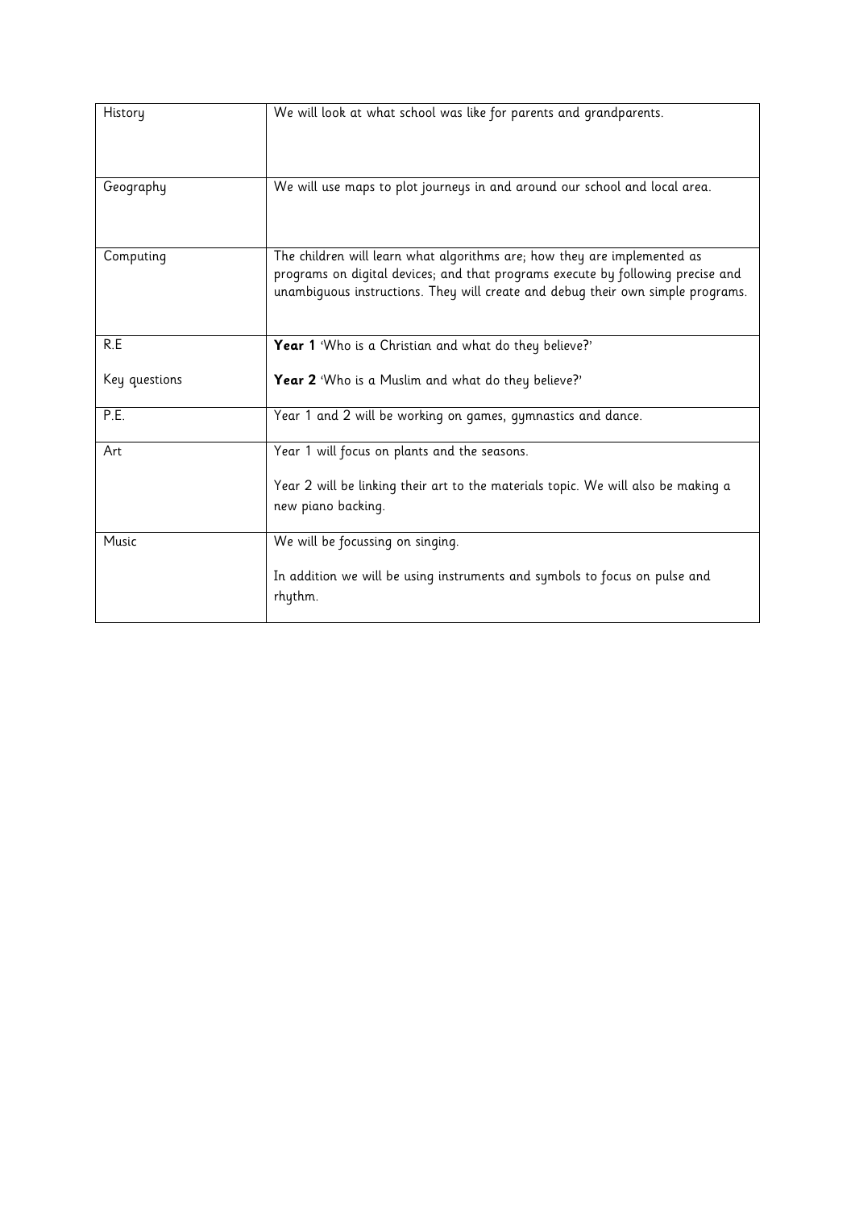| | |
|---|---|
| History | We will look at what school was like for parents and grandparents. |
| Geography | We will use maps to plot journeys in and around our school and local area. |
| Computing | The children will learn what algorithms are; how they are implemented as programs on digital devices; and that programs execute by following precise and unambiguous instructions. They will create and debug their own simple programs. |
| R.E<br><br>Key questions | **Year 1** 'Who is a Christian and what do they believe?'<br><br>**Year 2** 'Who is a Muslim and what do they believe?' |
| P.E. | Year 1 and 2 will be working on games, gymnastics and dance. |
| Art | Year 1 will focus on plants and the seasons.<br><br>Year 2 will be linking their art to the materials topic. We will also be making a new piano backing. |
| Music | We will be focussing on singing.<br><br>In addition we will be using instruments and symbols to focus on pulse and rhythm. |